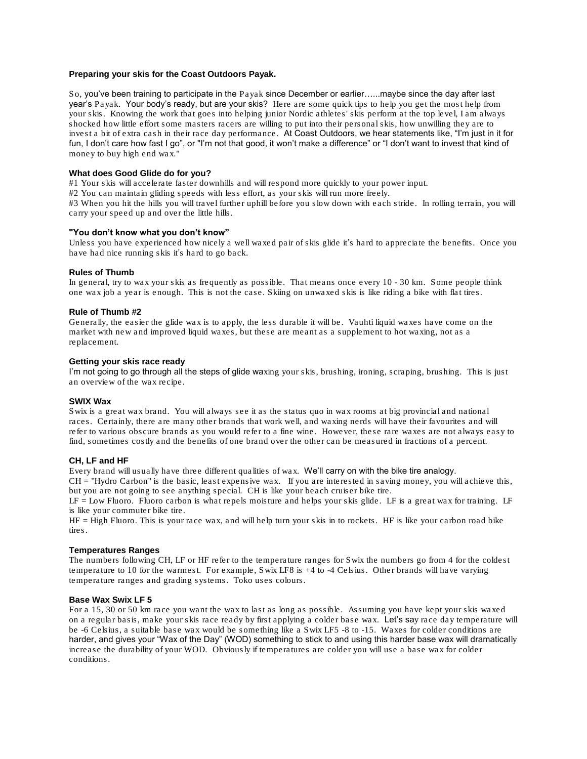**Preparing your skis for the Coast Outdoors Payak.**

So, you've been training to participate in the Payak since December or earlier…...maybe since the day after last year's Payak. Your body's ready, but are your skis? Here are some quick tips to help you get the most help from your skis. Knowing the work that goes into helping junior Nordic athletes' skis perform at the top level, I am always shocked how little effort some masters racers are willing to put into their personal skis, how unwilling they are to invest a bit of extra cash in their race day performance. At Coast Outdoors, we hear statements like, "I'm just in it for fun, I don't care how fast I go", or "I'm not that good, it won't make a difference" or "I don't want to invest that kind of money to buy high end wax."

**What does Good Glide do for you?**

#1 Your skis will accelerate faster downhills and will respond more quickly to your power input.
#2 You can maintain gliding speeds with less effort, as your skis will run more freely.
#3 When you hit the hills you will travel further uphill before you slow down with each stride. In rolling terrain, you will carry your speed up and over the little hills.

**"You don't know what you don't know"**

Unless you have experienced how nicely a well waxed pair of skis glide it's hard to appreciate the benefits. Once you have had nice running skis it's hard to go back.

**Rules of Thumb**

In general, try to wax your skis as frequently as possible. That means once every 10 - 30 km. Some people think one wax job a year is enough. This is not the case. Skiing on unwaxed skis is like riding a bike with flat tires.

**Rule of Thumb #2**

Generally, the easier the glide wax is to apply, the less durable it will be. Vauhti liquid waxes have come on the market with new and improved liquid waxes, but these are meant as a supplement to hot waxing, not as a replacement.

**Getting your skis race ready**

I'm not going to go through all the steps of glide waxing your skis, brushing, ironing, scraping, brushing. This is just an overview of the wax recipe.

**SWIX Wax**

Swix is a great wax brand. You will always see it as the status quo in wax rooms at big provincial and national races. Certainly, there are many other brands that work well, and waxing nerds will have their favourites and will refer to various obscure brands as you would refer to a fine wine. However, these rare waxes are not always easy to find, sometimes costly and the benefits of one brand over the other can be measured in fractions of a percent.

**CH, LF and HF**

Every brand will usually have three different qualities of wax. We'll carry on with the bike tire analogy.
CH = "Hydro Carbon" is the basic, least expensive wax. If you are interested in saving money, you will achieve this, but you are not going to see anything special. CH is like your beach cruiser bike tire.
LF = Low Fluoro. Fluoro carbon is what repels moisture and helps your skis glide. LF is a great wax for training. LF is like your commuter bike tire.
HF = High Fluoro. This is your race wax, and will help turn your skis in to rockets. HF is like your carbon road bike tires.

**Temperatures Ranges**

The numbers following CH, LF or HF refer to the temperature ranges for Swix the numbers go from 4 for the coldest temperature to 10 for the warmest. For example, Swix LF8 is +4 to -4 Celsius. Other brands will have varying temperature ranges and grading systems. Toko uses colours.

**Base Wax Swix LF 5**

For a 15, 30 or 50 km race you want the wax to last as long as possible. Assuming you have kept your skis waxed on a regular basis, make your skis race ready by first applying a colder base wax. Let's say race day temperature will be -6 Celsius, a suitable base wax would be something like a Swix LF5 -8 to -15. Waxes for colder conditions are harder, and gives your "Wax of the Day" (WOD) something to stick to and using this harder base wax will dramatically increase the durability of your WOD. Obviously if temperatures are colder you will use a base wax for colder conditions.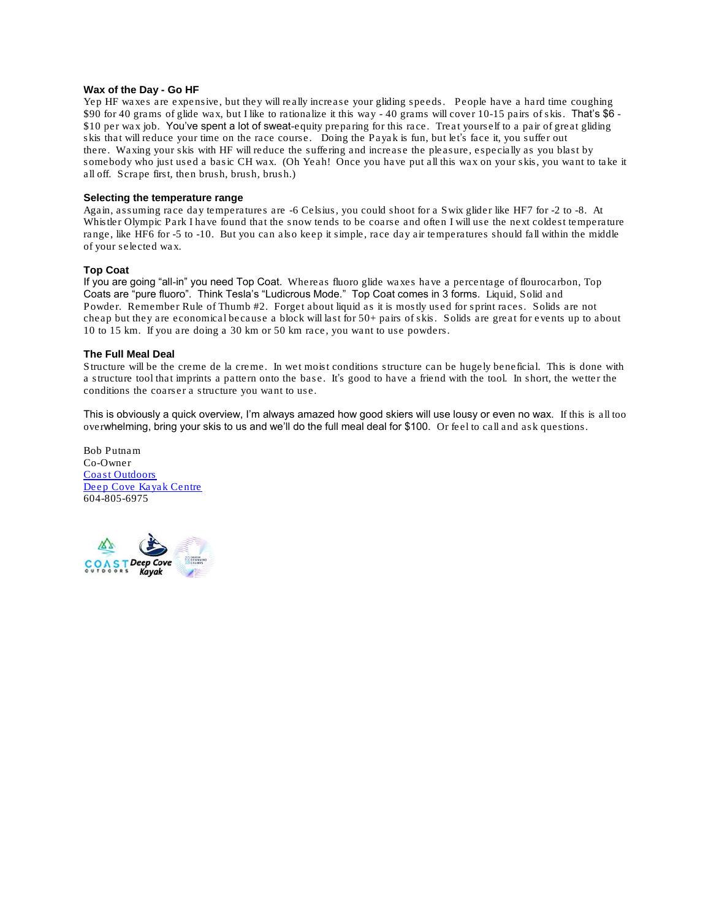**Wax of the Day - Go HF**

Yep HF waxes are expensive, but they will really increase your gliding speeds. People have a hard time coughing $90 for 40 grams of glide wax, but I like to rationalize it this way - 40 grams will cover 10-15 pairs of skis. That's $6 - $10 per wax job. You've spent a lot of sweat-equity preparing for this race. Treat yourself to a pair of great gliding skis that will reduce your time on the race course. Doing the Payak is fun, but let's face it, you suffer out there. Waxing your skis with HF will reduce the suffering and increase the pleasure, especially as you blast by somebody who just used a basic CH wax. (Oh Yeah! Once you have put all this wax on your skis, you want to take it all off. Scrape first, then brush, brush, brush.)

**Selecting the temperature range**

Again, assuming race day temperatures are -6 Celsius, you could shoot for a Swix glider like HF7 for -2 to -8. At Whistler Olympic Park I have found that the snow tends to be coarse and often I will use the next coldest temperature range, like HF6 for -5 to -10. But you can also keep it simple, race day air temperatures should fall within the middle of your selected wax.

**Top Coat**

If you are going "all-in" you need Top Coat. Whereas fluoro glide waxes have a percentage of flourocarbon, Top Coats are "pure fluoro". Think Tesla's "Ludicrous Mode." Top Coat comes in 3 forms. Liquid, Solid and Powder. Remember Rule of Thumb #2. Forget about liquid as it is mostly used for sprint races. Solids are not cheap but they are economical because a block will last for 50+ pairs of skis. Solids are great for events up to about 10 to 15 km. If you are doing a 30 km or 50 km race, you want to use powders.

**The Full Meal Deal**

Structure will be the creme de la creme. In wet moist conditions structure can be hugely beneficial. This is done with a structure tool that imprints a pattern onto the base. It's good to have a friend with the tool. In short, the wetter the conditions the coarser a structure you want to use.

This is obviously a quick overview, I'm always amazed how good skiers will use lousy or even no wax. If this is all too overwhelming, bring your skis to us and we'll do the full meal deal for $100. Or feel to call and ask questions.

Bob Putnam
Co-Owner
[Coast Outdoors](#)
[Deep Cove Kayak Centre](#)
604-805-6975